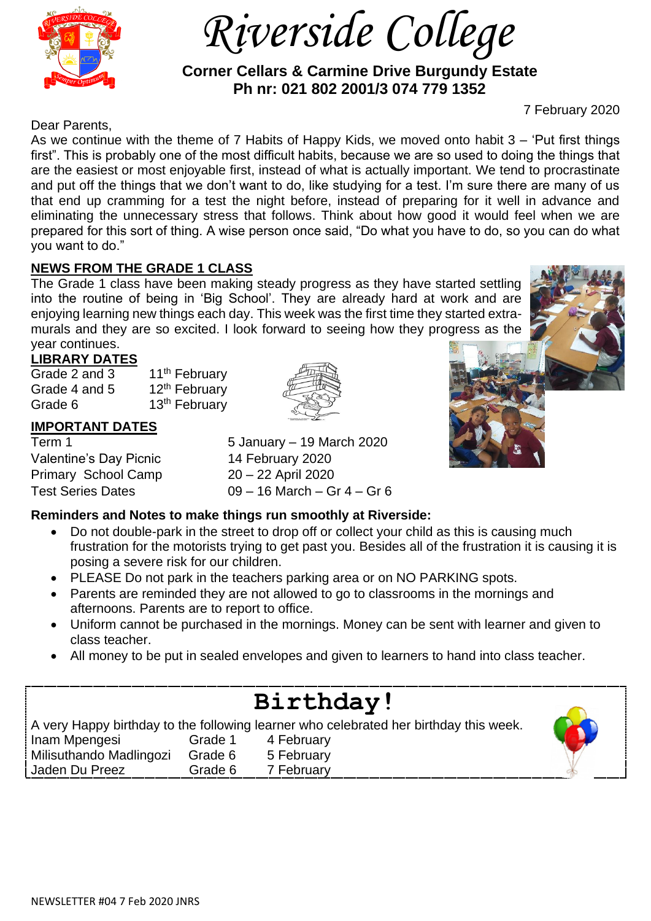# Riverside College

**Corner Cellars & Carmine Drive Burgundy Estate**
**Ph nr: 021 802 2001/3 074 779 1352**

7 February 2020

Dear Parents,

As we continue with the theme of 7 Habits of Happy Kids, we moved onto habit 3 – 'Put first things first". This is probably one of the most difficult habits, because we are so used to doing the things that are the easiest or most enjoyable first, instead of what is actually important. We tend to procrastinate and put off the things that we don't want to do, like studying for a test. I'm sure there are many of us that end up cramming for a test the night before, instead of preparing for it well in advance and eliminating the unnecessary stress that follows. Think about how good it would feel when we are prepared for this sort of thing. A wise person once said, "Do what you have to do, so you can do what you want to do."

## NEWS FROM THE GRADE 1 CLASS

The Grade 1 class have been making steady progress as they have started settling into the routine of being in 'Big School'. They are already hard at work and are enjoying learning new things each day. This week was the first time they started extra-murals and they are so excited. I look forward to seeing how they progress as the year continues.

## LIBRARY DATES

| | |
|---|---|
| Grade 2 and 3 | 11th February |
| Grade 4 and 5 | 12th February |
| Grade 6 | 13th February |

## IMPORTANT DATES

| | |
|---|---|
| Term 1 | 5 January – 19 March 2020 |
| Valentine's Day Picnic | 14 February 2020 |
| Primary School Camp | 20 – 22 April 2020 |
| Test Series Dates | 09 – 16 March – Gr 4 – Gr 6 |

**Reminders and Notes to make things run smoothly at Riverside:**

- Do not double-park in the street to drop off or collect your child as this is causing much frustration for the motorists trying to get past you. Besides all of the frustration it is causing it is posing a severe risk for our children.
- PLEASE Do not park in the teachers parking area or on NO PARKING spots.
- Parents are reminded they are not allowed to go to classrooms in the mornings and afternoons. Parents are to report to office.
- Uniform cannot be purchased in the mornings. Money can be sent with learner and given to class teacher.
- All money to be put in sealed envelopes and given to learners to hand into class teacher.

## Birthday!

A very Happy birthday to the following learner who celebrated her birthday this week.

| | | |
|---|---|---|
| Inam Mpengesi | Grade 1 | 4 February |
| Milisuthando Madlingozi | Grade 6 | 5 February |
| Jaden Du Preez | Grade 6 | 7 February |

NEWSLETTER #04 7 Feb 2020 JNRS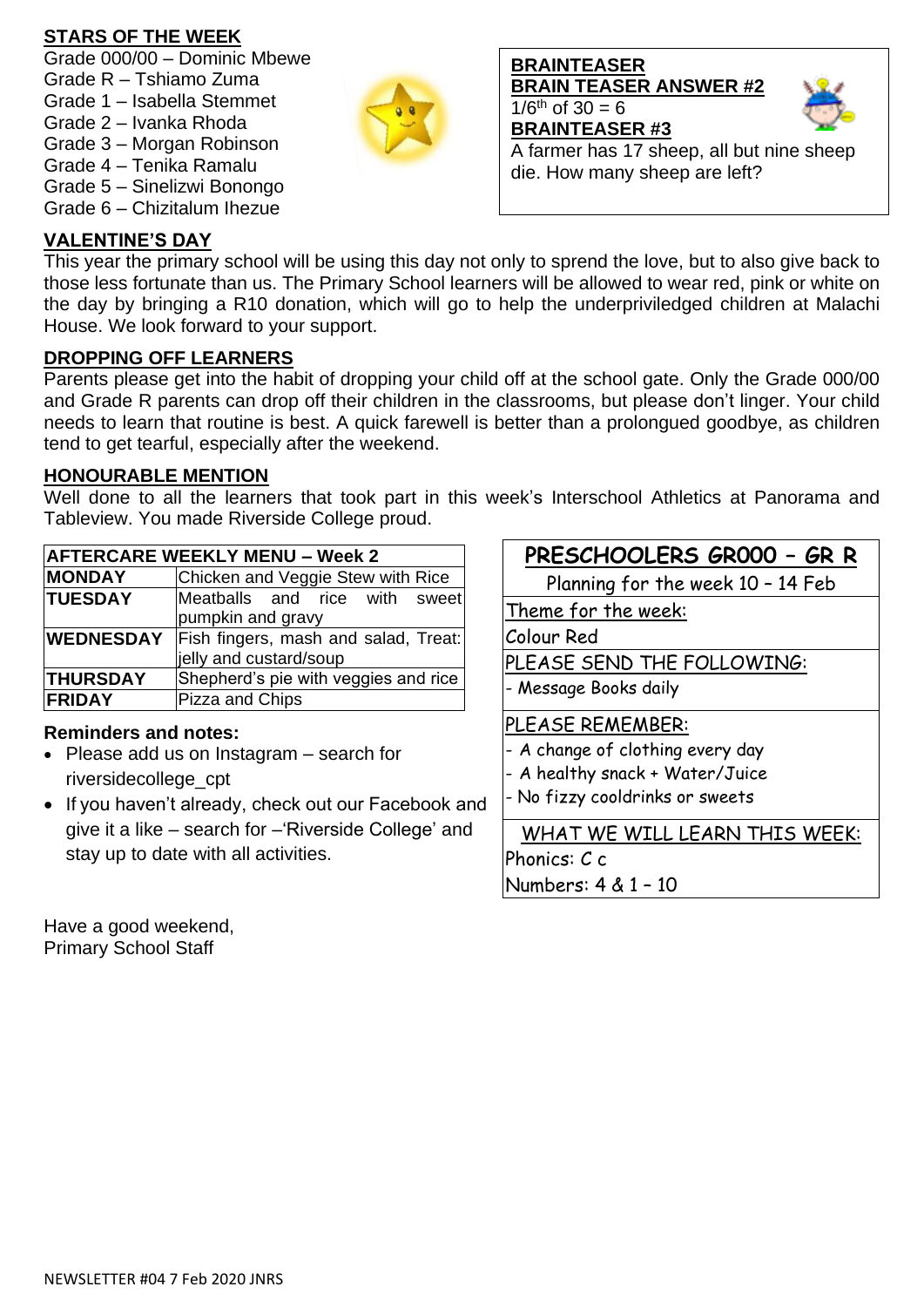## STARS OF THE WEEK

Grade 000/00 – Dominic Mbewe
Grade R – Tshiamo Zuma
Grade 1 – Isabella Stemmet
Grade 2 – Ivanka Rhoda
Grade 3 – Morgan Robinson
Grade 4 – Tenika Ramalu
Grade 5 – Sinelizwi Bonongo
Grade 6 – Chizitalum Ihezue

## BRAINTEASER

**BRAIN TEASER ANSWER #2**

1/6th of 30 = 6

**BRAINTEASER #3**

A farmer has 17 sheep, all but nine sheep die. How many sheep are left?

## VALENTINE'S DAY

This year the primary school will be using this day not only to sprend the love, but to also give back to those less fortunate than us. The Primary School learners will be allowed to wear red, pink or white on the day by bringing a R10 donation, which will go to help the underpriviledged children at Malachi House. We look forward to your support.

## DROPPING OFF LEARNERS

Parents please get into the habit of dropping your child off at the school gate. Only the Grade 000/00 and Grade R parents can drop off their children in the classrooms, but please don't linger. Your child needs to learn that routine is best. A quick farewell is better than a prolongued goodbye, as children tend to get tearful, especially after the weekend.

## HONOURABLE MENTION

Well done to all the learners that took part in this week's Interschool Athletics at Panorama and Tableview. You made Riverside College proud.

| AFTERCARE WEEKLY MENU – Week 2 | |
|---|---|
| MONDAY | Chicken and Veggie Stew with Rice |
| TUESDAY | Meatballs and rice with sweet pumpkin and gravy |
| WEDNESDAY | Fish fingers, mash and salad, Treat: jelly and custard/soup |
| THURSDAY | Shepherd's pie with veggies and rice |
| FRIDAY | Pizza and Chips |

**Reminders and notes:**

- Please add us on Instagram – search for riversidecollege_cpt
- If you haven't already, check out our Facebook and give it a like – search for –'Riverside College' and stay up to date with all activities.

## PRESCHOOLERS GR000 – GR R

Planning for the week 10 – 14 Feb

Theme for the week:
Colour Red

PLEASE SEND THE FOLLOWING:
- Message Books daily

PLEASE REMEMBER:
- A change of clothing every day
- A healthy snack + Water/Juice
- No fizzy cooldrinks or sweets

WHAT WE WILL LEARN THIS WEEK:
Phonics: C c
Numbers: 4 & 1 – 10

Have a good weekend,
Primary School Staff

NEWSLETTER #04 7 Feb 2020 JNRS